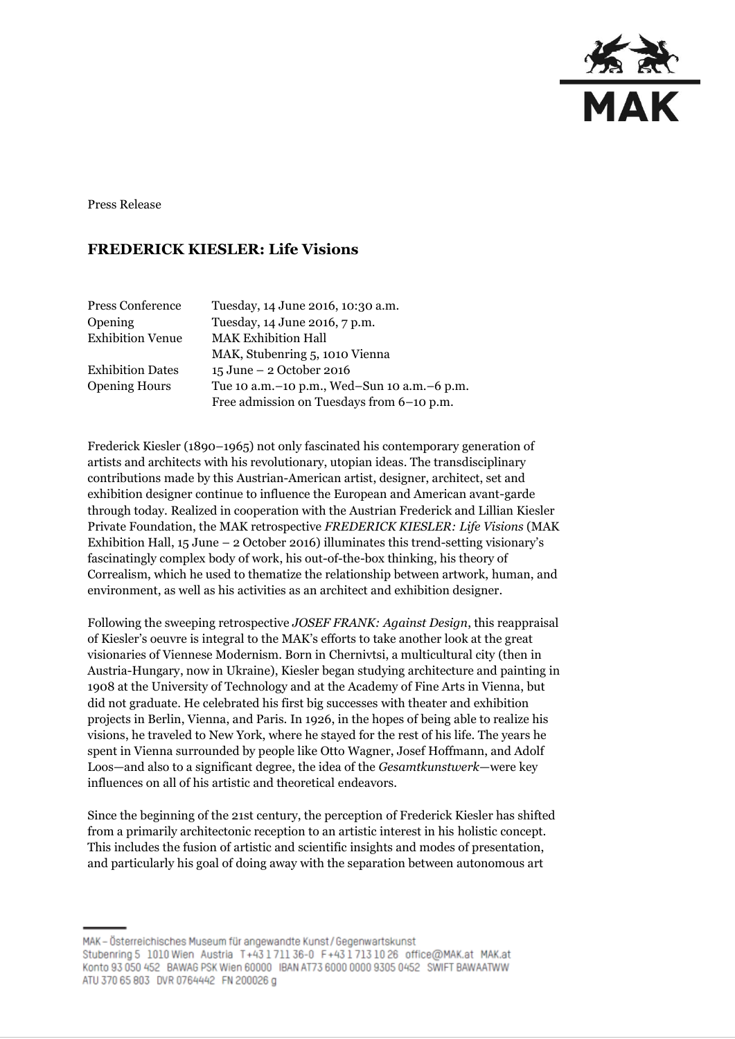Press Release

# FREDERICK KIESLER: Life Visions

| | |
|---|---|
| Press Conference | Tuesday, 14 June 2016, 10:30 a.m. |
| Opening | Tuesday, 14 June 2016, 7 p.m. |
| Exhibition Venue | MAK Exhibition Hall<br>MAK, Stubenring 5, 1010 Vienna |
| Exhibition Dates | 15 June – 2 October 2016 |
| Opening Hours | Tue 10 a.m.–10 p.m., Wed–Sun 10 a.m.–6 p.m.<br>Free admission on Tuesdays from 6–10 p.m. |

Frederick Kiesler (1890–1965) not only fascinated his contemporary generation of artists and architects with his revolutionary, utopian ideas. The transdisciplinary contributions made by this Austrian-American artist, designer, architect, set and exhibition designer continue to influence the European and American avant-garde through today. Realized in cooperation with the Austrian Frederick and Lillian Kiesler Private Foundation, the MAK retrospective *FREDERICK KIESLER: Life Visions* (MAK Exhibition Hall, 15 June – 2 October 2016) illuminates this trend-setting visionary's fascinatingly complex body of work, his out-of-the-box thinking, his theory of Correalism, which he used to thematize the relationship between artwork, human, and environment, as well as his activities as an architect and exhibition designer.

Following the sweeping retrospective *JOSEF FRANK: Against Design*, this reappraisal of Kiesler's oeuvre is integral to the MAK's efforts to take another look at the great visionaries of Viennese Modernism. Born in Chernivtsi, a multicultural city (then in Austria-Hungary, now in Ukraine), Kiesler began studying architecture and painting in 1908 at the University of Technology and at the Academy of Fine Arts in Vienna, but did not graduate. He celebrated his first big successes with theater and exhibition projects in Berlin, Vienna, and Paris. In 1926, in the hopes of being able to realize his visions, he traveled to New York, where he stayed for the rest of his life. The years he spent in Vienna surrounded by people like Otto Wagner, Josef Hoffmann, and Adolf Loos—and also to a significant degree, the idea of the *Gesamtkunstwerk*—were key influences on all of his artistic and theoretical endeavors.

Since the beginning of the 21st century, the perception of Frederick Kiesler has shifted from a primarily architectonic reception to an artistic interest in his holistic concept. This includes the fusion of artistic and scientific insights and modes of presentation, and particularly his goal of doing away with the separation between autonomous art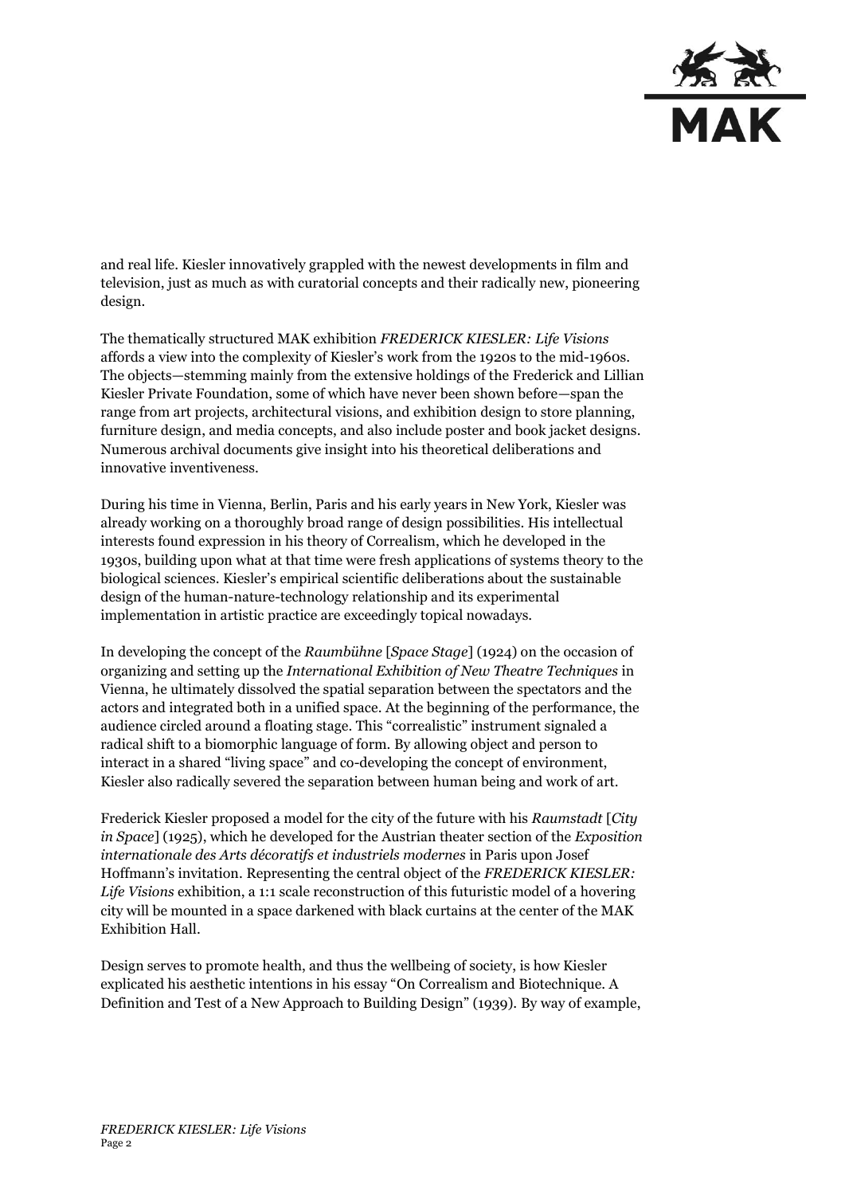and real life. Kiesler innovatively grappled with the newest developments in film and television, just as much as with curatorial concepts and their radically new, pioneering design.

The thematically structured MAK exhibition *FREDERICK KIESLER: Life Visions* affords a view into the complexity of Kiesler's work from the 1920s to the mid-1960s. The objects—stemming mainly from the extensive holdings of the Frederick and Lillian Kiesler Private Foundation, some of which have never been shown before—span the range from art projects, architectural visions, and exhibition design to store planning, furniture design, and media concepts, and also include poster and book jacket designs. Numerous archival documents give insight into his theoretical deliberations and innovative inventiveness.

During his time in Vienna, Berlin, Paris and his early years in New York, Kiesler was already working on a thoroughly broad range of design possibilities. His intellectual interests found expression in his theory of Correalism, which he developed in the 1930s, building upon what at that time were fresh applications of systems theory to the biological sciences. Kiesler's empirical scientific deliberations about the sustainable design of the human-nature-technology relationship and its experimental implementation in artistic practice are exceedingly topical nowadays.

In developing the concept of the *Raumbühne* [*Space Stage*] (1924) on the occasion of organizing and setting up the *International Exhibition of New Theatre Techniques* in Vienna, he ultimately dissolved the spatial separation between the spectators and the actors and integrated both in a unified space. At the beginning of the performance, the audience circled around a floating stage. This "correalistic" instrument signaled a radical shift to a biomorphic language of form. By allowing object and person to interact in a shared "living space" and co-developing the concept of environment, Kiesler also radically severed the separation between human being and work of art.

Frederick Kiesler proposed a model for the city of the future with his *Raumstadt* [*City in Space*] (1925), which he developed for the Austrian theater section of the *Exposition internationale des Arts décoratifs et industriels modernes* in Paris upon Josef Hoffmann's invitation. Representing the central object of the *FREDERICK KIESLER: Life Visions* exhibition, a 1:1 scale reconstruction of this futuristic model of a hovering city will be mounted in a space darkened with black curtains at the center of the MAK Exhibition Hall.

Design serves to promote health, and thus the wellbeing of society, is how Kiesler explicated his aesthetic intentions in his essay "On Correalism and Biotechnique. A Definition and Test of a New Approach to Building Design" (1939). By way of example,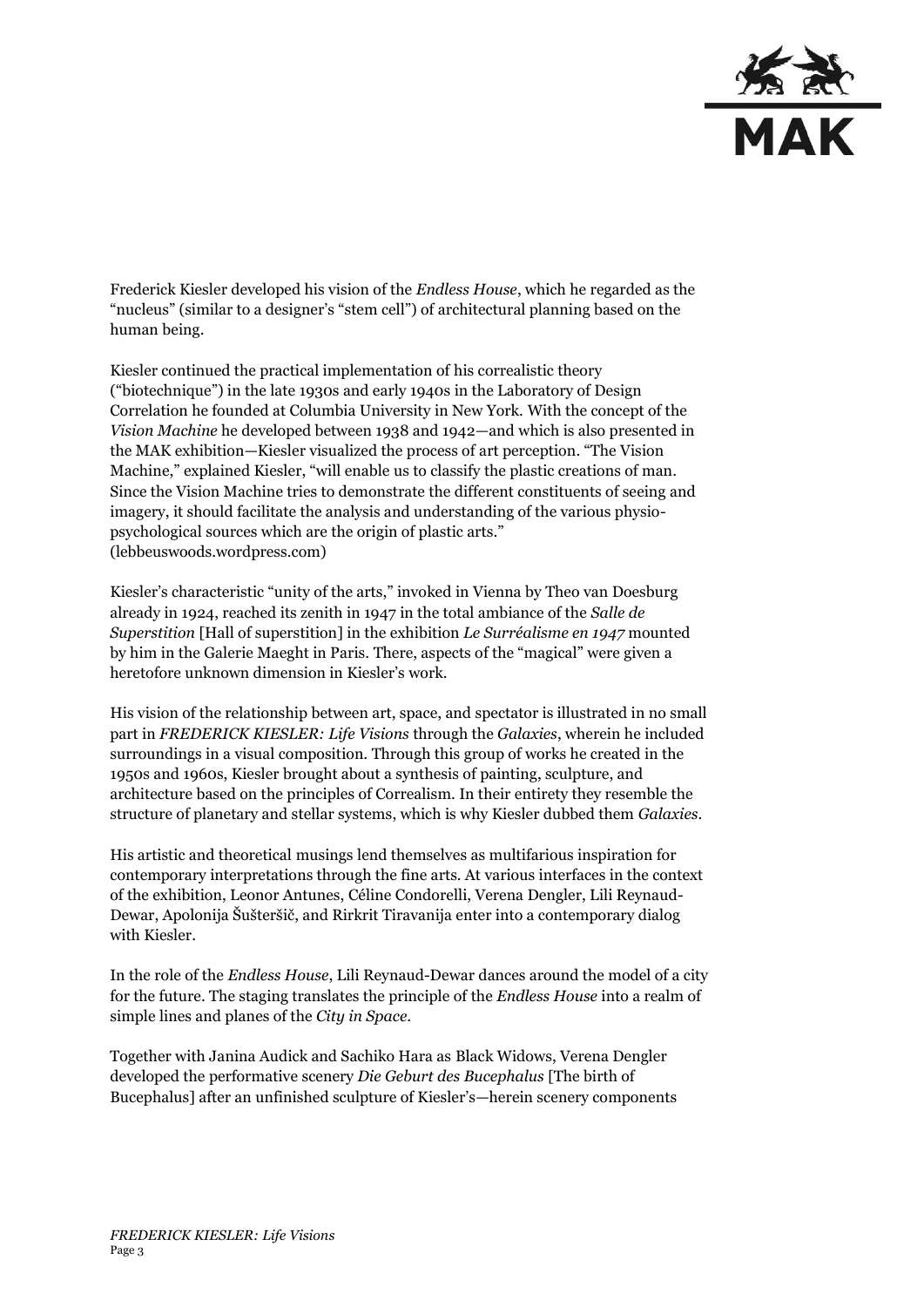Frederick Kiesler developed his vision of the *Endless House*, which he regarded as the "nucleus" (similar to a designer's "stem cell") of architectural planning based on the human being.

Kiesler continued the practical implementation of his correalistic theory ("biotechnique") in the late 1930s and early 1940s in the Laboratory of Design Correlation he founded at Columbia University in New York. With the concept of the *Vision Machine* he developed between 1938 and 1942—and which is also presented in the MAK exhibition—Kiesler visualized the process of art perception. "The Vision Machine," explained Kiesler, "will enable us to classify the plastic creations of man. Since the Vision Machine tries to demonstrate the different constituents of seeing and imagery, it should facilitate the analysis and understanding of the various physio-psychological sources which are the origin of plastic arts." (lebbeuswoods.wordpress.com)

Kiesler's characteristic "unity of the arts," invoked in Vienna by Theo van Doesburg already in 1924, reached its zenith in 1947 in the total ambiance of the *Salle de Superstition* [Hall of superstition] in the exhibition *Le Surréalisme en 1947* mounted by him in the Galerie Maeght in Paris. There, aspects of the "magical" were given a heretofore unknown dimension in Kiesler's work.

His vision of the relationship between art, space, and spectator is illustrated in no small part in *FREDERICK KIESLER: Life Visions* through the *Galaxies*, wherein he included surroundings in a visual composition. Through this group of works he created in the 1950s and 1960s, Kiesler brought about a synthesis of painting, sculpture, and architecture based on the principles of Correalism. In their entirety they resemble the structure of planetary and stellar systems, which is why Kiesler dubbed them *Galaxies*.

His artistic and theoretical musings lend themselves as multifarious inspiration for contemporary interpretations through the fine arts. At various interfaces in the context of the exhibition, Leonor Antunes, Céline Condorelli, Verena Dengler, Lili Reynaud-Dewar, Apolonija Šušteršič, and Rirkrit Tiravanija enter into a contemporary dialog with Kiesler.

In the role of the *Endless House*, Lili Reynaud-Dewar dances around the model of a city for the future. The staging translates the principle of the *Endless House* into a realm of simple lines and planes of the *City in Space*.

Together with Janina Audick and Sachiko Hara as Black Widows, Verena Dengler developed the performative scenery *Die Geburt des Bucephalus* [The birth of Bucephalus] after an unfinished sculpture of Kiesler's—herein scenery components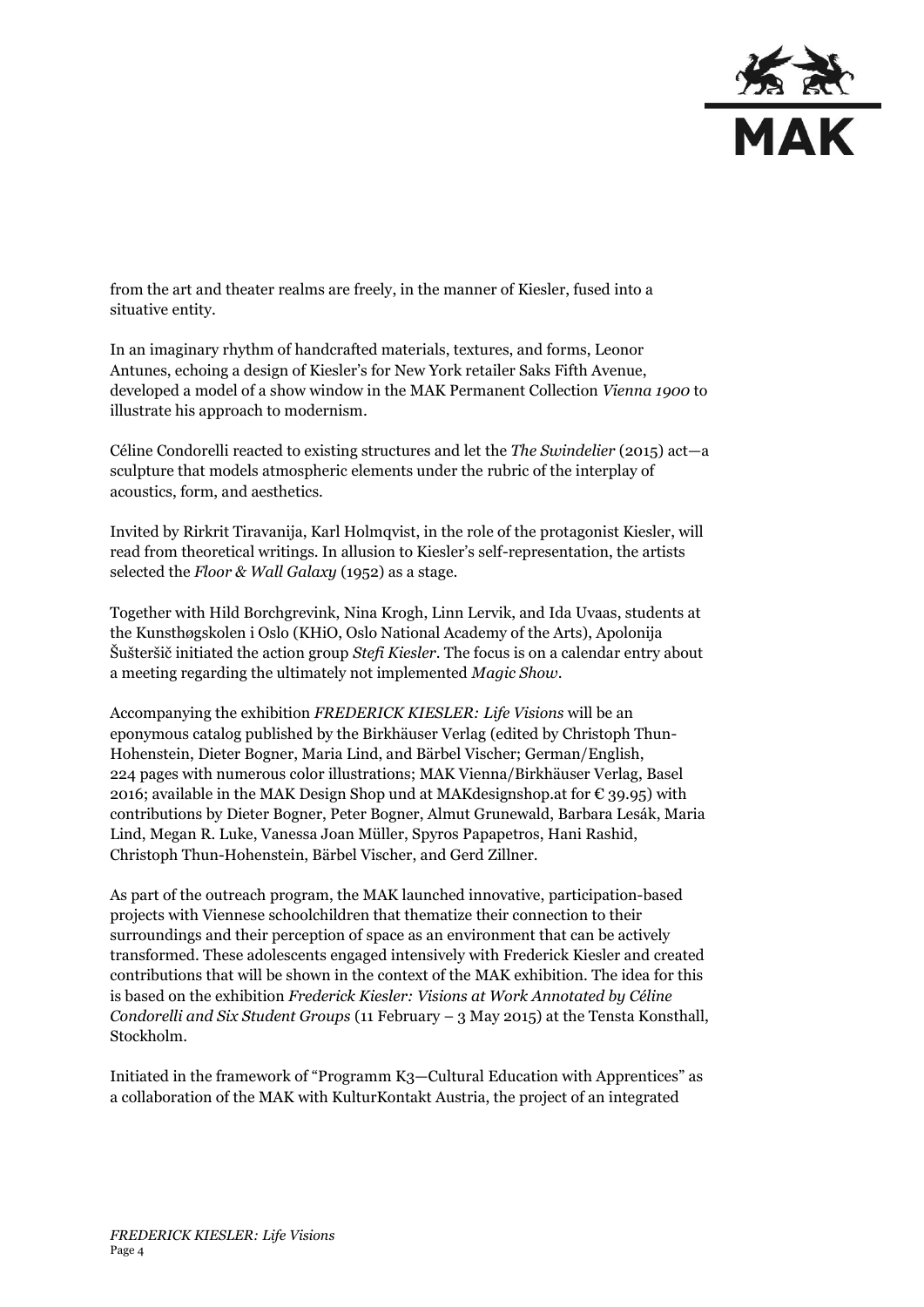from the art and theater realms are freely, in the manner of Kiesler, fused into a situative entity.

In an imaginary rhythm of handcrafted materials, textures, and forms, Leonor Antunes, echoing a design of Kiesler's for New York retailer Saks Fifth Avenue, developed a model of a show window in the MAK Permanent Collection *Vienna 1900* to illustrate his approach to modernism.

Céline Condorelli reacted to existing structures and let the *The Swindelier* (2015) act—a sculpture that models atmospheric elements under the rubric of the interplay of acoustics, form, and aesthetics.

Invited by Rirkrit Tiravanija, Karl Holmqvist, in the role of the protagonist Kiesler, will read from theoretical writings. In allusion to Kiesler's self-representation, the artists selected the *Floor & Wall Galaxy* (1952) as a stage.

Together with Hild Borchgrevink, Nina Krogh, Linn Lervik, and Ida Uvaas, students at the Kunsthøgskolen i Oslo (KHiO, Oslo National Academy of the Arts), Apolonija Šušteršič initiated the action group *Stefi Kiesler*. The focus is on a calendar entry about a meeting regarding the ultimately not implemented *Magic Show*.

Accompanying the exhibition *FREDERICK KIESLER: Life Visions* will be an eponymous catalog published by the Birkhäuser Verlag (edited by Christoph Thun-Hohenstein, Dieter Bogner, Maria Lind, and Bärbel Vischer; German/English, 224 pages with numerous color illustrations; MAK Vienna/Birkhäuser Verlag, Basel 2016; available in the MAK Design Shop und at MAKdesignshop.at for € 39.95) with contributions by Dieter Bogner, Peter Bogner, Almut Grunewald, Barbara Lesák, Maria Lind, Megan R. Luke, Vanessa Joan Müller, Spyros Papapetros, Hani Rashid, Christoph Thun-Hohenstein, Bärbel Vischer, and Gerd Zillner.

As part of the outreach program, the MAK launched innovative, participation-based projects with Viennese schoolchildren that thematize their connection to their surroundings and their perception of space as an environment that can be actively transformed. These adolescents engaged intensively with Frederick Kiesler and created contributions that will be shown in the context of the MAK exhibition. The idea for this is based on the exhibition *Frederick Kiesler: Visions at Work Annotated by Céline Condorelli and Six Student Groups* (11 February – 3 May 2015) at the Tensta Konsthall, Stockholm.

Initiated in the framework of "Programm K3—Cultural Education with Apprentices" as a collaboration of the MAK with KulturKontakt Austria, the project of an integrated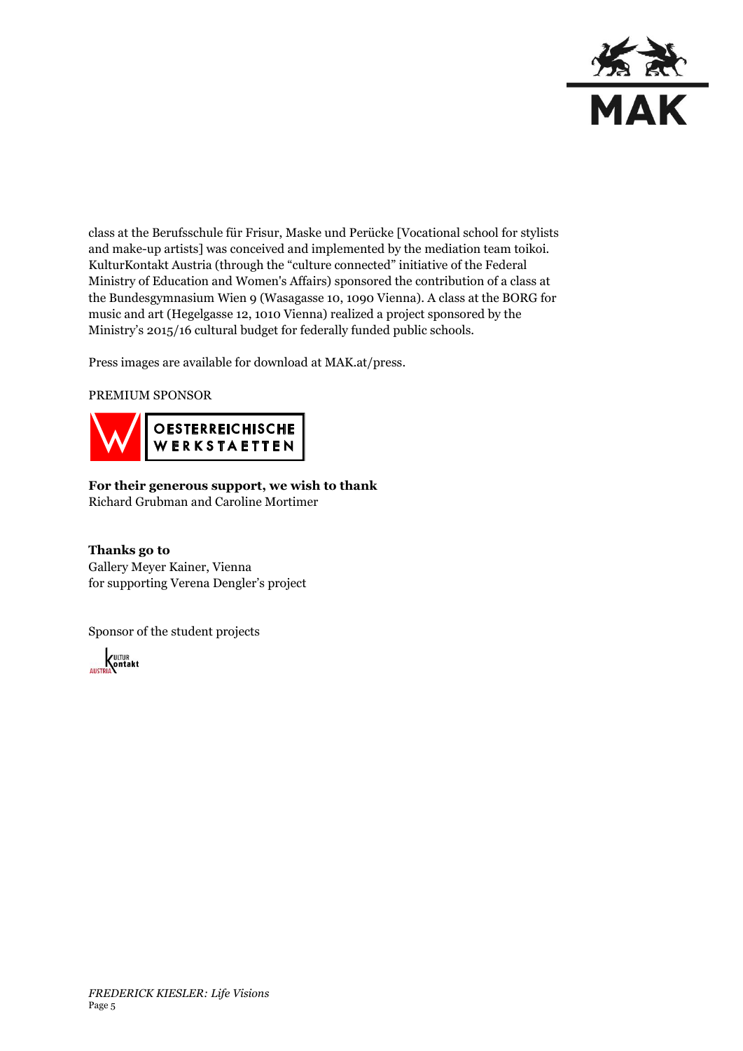class at the Berufsschule für Frisur, Maske und Perücke [Vocational school for stylists and make-up artists] was conceived and implemented by the mediation team toikoi. KulturKontakt Austria (through the "culture connected" initiative of the Federal Ministry of Education and Women's Affairs) sponsored the contribution of a class at the Bundesgymnasium Wien 9 (Wasagasse 10, 1090 Vienna). A class at the BORG for music and art (Hegelgasse 12, 1010 Vienna) realized a project sponsored by the Ministry's 2015/16 cultural budget for federally funded public schools.

Press images are available for download at MAK.at/press.

PREMIUM SPONSOR

OESTERREICHISCHE WERKSTAETTEN

**For their generous support, we wish to thank**
Richard Grubman and Caroline Mortimer

**Thanks go to**
Gallery Meyer Kainer, Vienna
for supporting Verena Dengler's project

Sponsor of the student projects

KulturKontakt Austria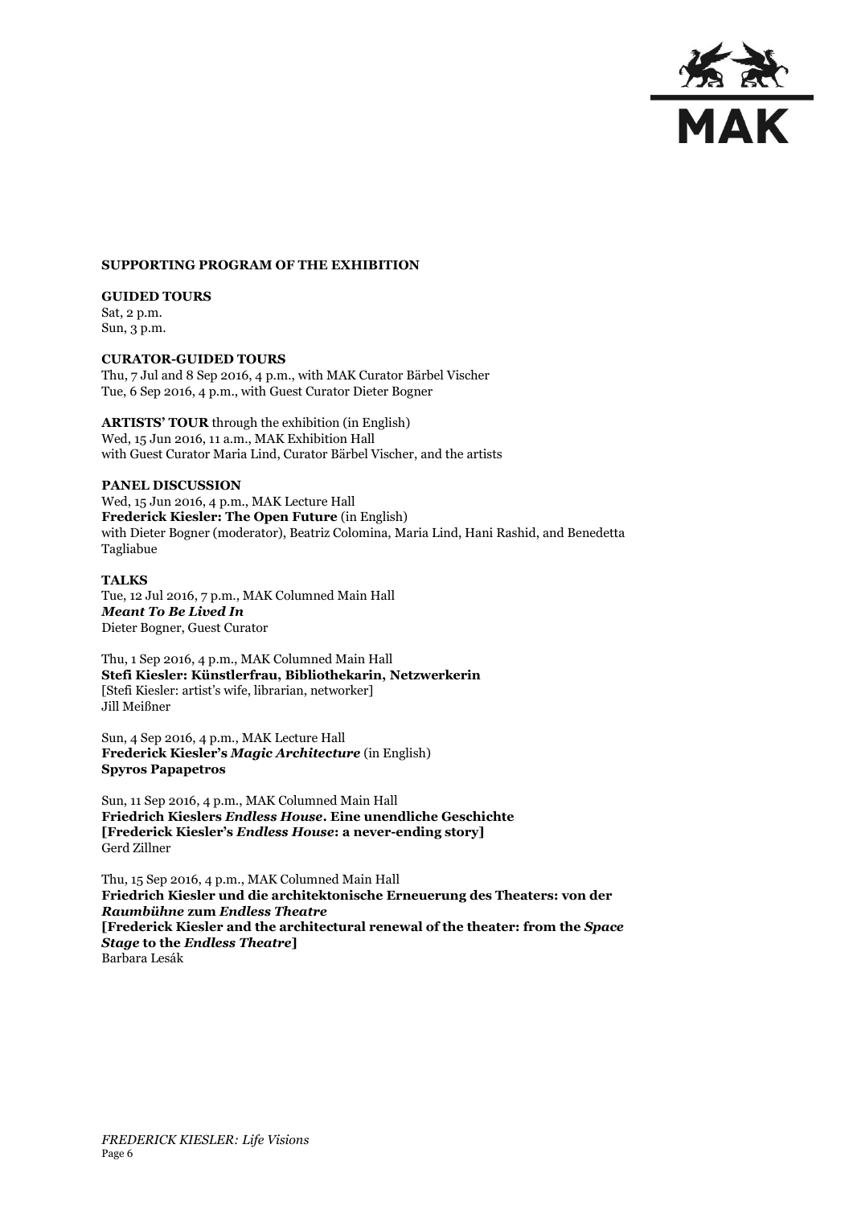## SUPPORTING PROGRAM OF THE EXHIBITION

### GUIDED TOURS

Sat, 2 p.m.
Sun, 3 p.m.

### CURATOR-GUIDED TOURS

Thu, 7 Jul and 8 Sep 2016, 4 p.m., with MAK Curator Bärbel Vischer
Tue, 6 Sep 2016, 4 p.m., with Guest Curator Dieter Bogner

**ARTISTS' TOUR** through the exhibition (in English)
Wed, 15 Jun 2016, 11 a.m., MAK Exhibition Hall
with Guest Curator Maria Lind, Curator Bärbel Vischer, and the artists

### PANEL DISCUSSION

Wed, 15 Jun 2016, 4 p.m., MAK Lecture Hall
**Frederick Kiesler: The Open Future** (in English)
with Dieter Bogner (moderator), Beatriz Colomina, Maria Lind, Hani Rashid, and Benedetta Tagliabue

### TALKS

Tue, 12 Jul 2016, 7 p.m., MAK Columned Main Hall
***Meant To Be Lived In***
Dieter Bogner, Guest Curator

Thu, 1 Sep 2016, 4 p.m., MAK Columned Main Hall
**Stefi Kiesler: Künstlerfrau, Bibliothekarin, Netzwerkerin**
[Stefi Kiesler: artist's wife, librarian, networker]
Jill Meißner

Sun, 4 Sep 2016, 4 p.m., MAK Lecture Hall
**Frederick Kiesler's *Magic Architecture*** (in English)
**Spyros Papapetros**

Sun, 11 Sep 2016, 4 p.m., MAK Columned Main Hall
**Friedrich Kieslers *Endless House*. Eine unendliche Geschichte**
**[Frederick Kiesler's *Endless House*: a never-ending story]**
Gerd Zillner

Thu, 15 Sep 2016, 4 p.m., MAK Columned Main Hall
**Friedrich Kiesler und die architektonische Erneuerung des Theaters: von der *Raumbühne* zum *Endless Theatre***
**[Frederick Kiesler and the architectural renewal of the theater: from the *Space Stage* to the *Endless Theatre*]**
Barbara Lesák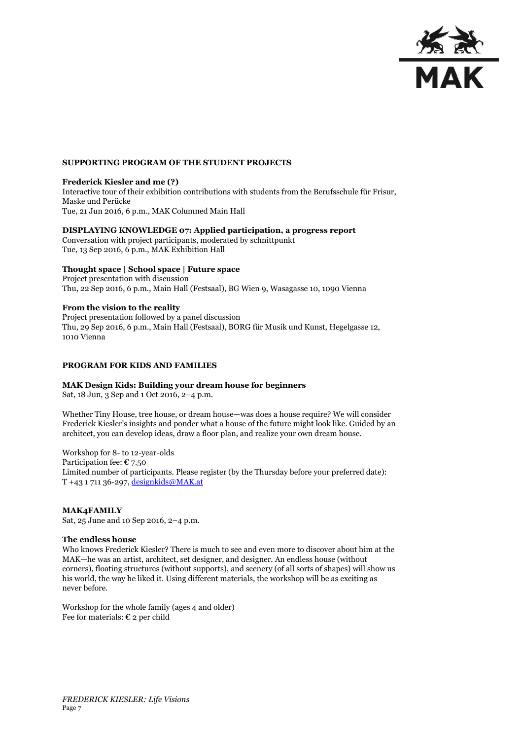## SUPPORTING PROGRAM OF THE STUDENT PROJECTS

**Frederick Kiesler and me (?)**
Interactive tour of their exhibition contributions with students from the Berufsschule für Frisur, Maske und Perücke
Tue, 21 Jun 2016, 6 p.m., MAK Columned Main Hall

**DISPLAYING KNOWLEDGE 07: Applied participation, a progress report**
Conversation with project participants, moderated by schnittpunkt
Tue, 13 Sep 2016, 6 p.m., MAK Exhibition Hall

**Thought space | School space | Future space**
Project presentation with discussion
Thu, 22 Sep 2016, 6 p.m., Main Hall (Festsaal), BG Wien 9, Wasagasse 10, 1090 Vienna

**From the vision to the reality**
Project presentation followed by a panel discussion
Thu, 29 Sep 2016, 6 p.m., Main Hall (Festsaal), BORG für Musik und Kunst, Hegelgasse 12, 1010 Vienna

## PROGRAM FOR KIDS AND FAMILIES

**MAK Design Kids: Building your dream house for beginners**
Sat, 18 Jun, 3 Sep and 1 Oct 2016, 2–4 p.m.

Whether Tiny House, tree house, or dream house—was does a house require? We will consider Frederick Kiesler's insights and ponder what a house of the future might look like. Guided by an architect, you can develop ideas, draw a floor plan, and realize your own dream house.

Workshop for 8- to 12-year-olds
Participation fee: € 7.50
Limited number of participants. Please register (by the Thursday before your preferred date):
T +43 1 711 36-297, designkids@MAK.at

**MAK4FAMILY**
Sat, 25 June and 10 Sep 2016, 2–4 p.m.

**The endless house**
Who knows Frederick Kiesler? There is much to see and even more to discover about him at the MAK—he was an artist, architect, set designer, and designer. An endless house (without corners), floating structures (without supports), and scenery (of all sorts of shapes) will show us his world, the way he liked it. Using different materials, the workshop will be as exciting as never before.

Workshop for the whole family (ages 4 and older)
Fee for materials: € 2 per child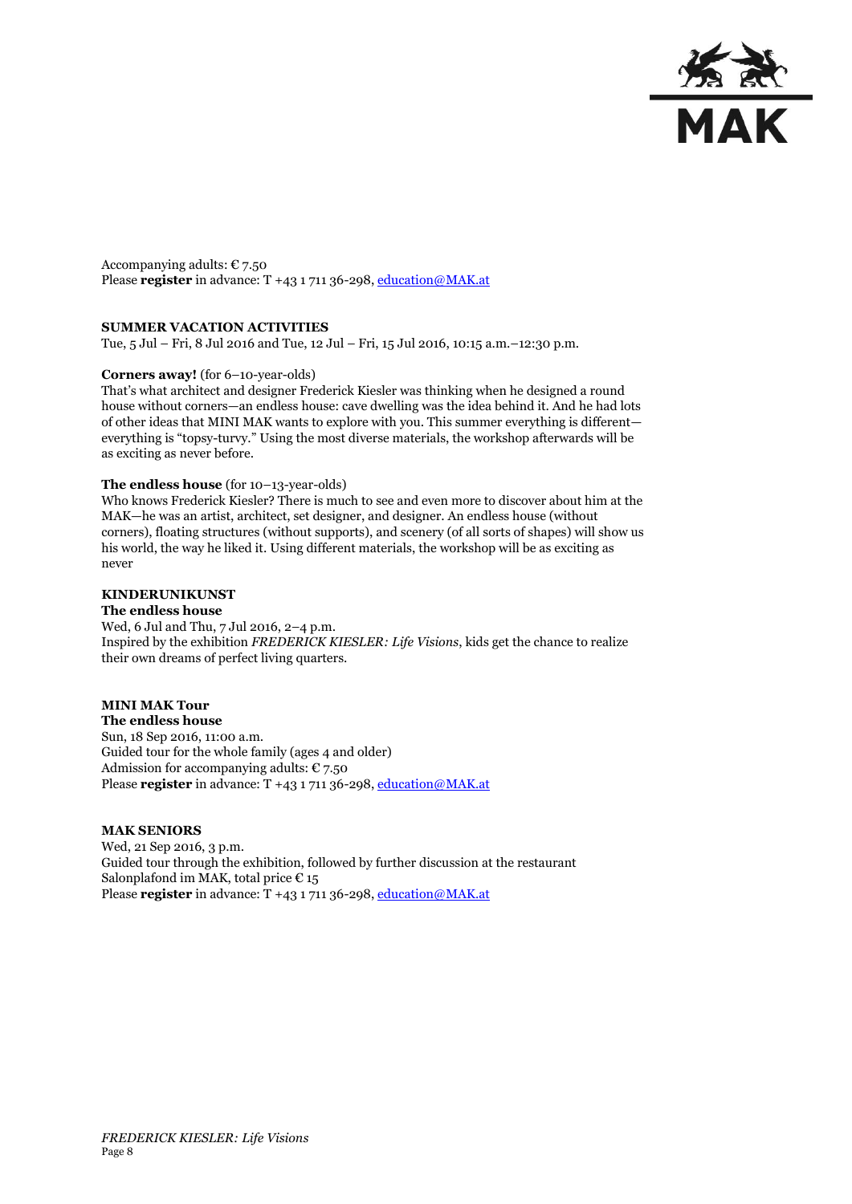Accompanying adults: € 7.50
Please **register** in advance: T +43 1 711 36-298, education@MAK.at

**SUMMER VACATION ACTIVITIES**
Tue, 5 Jul – Fri, 8 Jul 2016 and Tue, 12 Jul – Fri, 15 Jul 2016, 10:15 a.m.–12:30 p.m.

**Corners away!** (for 6–10-year-olds)
That's what architect and designer Frederick Kiesler was thinking when he designed a round house without corners—an endless house: cave dwelling was the idea behind it. And he had lots of other ideas that MINI MAK wants to explore with you. This summer everything is different—everything is "topsy-turvy." Using the most diverse materials, the workshop afterwards will be as exciting as never before.

**The endless house** (for 10–13-year-olds)
Who knows Frederick Kiesler? There is much to see and even more to discover about him at the MAK—he was an artist, architect, set designer, and designer. An endless house (without corners), floating structures (without supports), and scenery (of all sorts of shapes) will show us his world, the way he liked it. Using different materials, the workshop will be as exciting as never

**KINDERUNIKUNST**
**The endless house**
Wed, 6 Jul and Thu, 7 Jul 2016, 2–4 p.m.
Inspired by the exhibition *FREDERICK KIESLER: Life Visions*, kids get the chance to realize their own dreams of perfect living quarters.

**MINI MAK Tour**
**The endless house**
Sun, 18 Sep 2016, 11:00 a.m.
Guided tour for the whole family (ages 4 and older)
Admission for accompanying adults: € 7.50
Please **register** in advance: T +43 1 711 36-298, education@MAK.at

**MAK SENIORS**
Wed, 21 Sep 2016, 3 p.m.
Guided tour through the exhibition, followed by further discussion at the restaurant Salonplafond im MAK, total price € 15
Please **register** in advance: T +43 1 711 36-298, education@MAK.at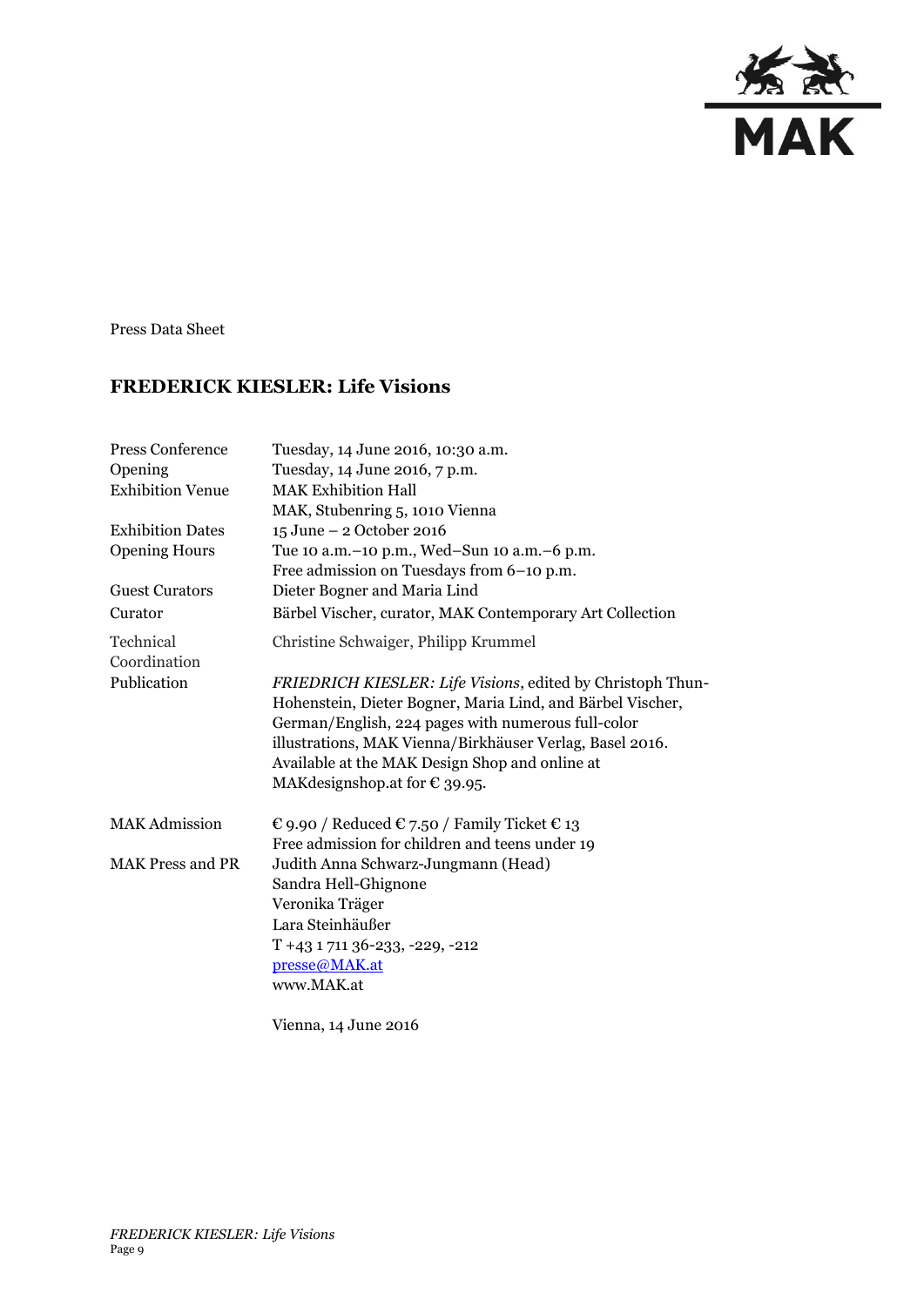Press Data Sheet

## FREDERICK KIESLER: Life Visions

| | |
|---|---|
| Press Conference | Tuesday, 14 June 2016, 10:30 a.m. |
| Opening | Tuesday, 14 June 2016, 7 p.m. |
| Exhibition Venue | MAK Exhibition Hall<br>MAK, Stubenring 5, 1010 Vienna |
| Exhibition Dates | 15 June – 2 October 2016 |
| Opening Hours | Tue 10 a.m.–10 p.m., Wed–Sun 10 a.m.–6 p.m.<br>Free admission on Tuesdays from 6–10 p.m. |
| Guest Curators | Dieter Bogner and Maria Lind |
| Curator | Bärbel Vischer, curator, MAK Contemporary Art Collection |
| Technical Coordination | Christine Schwaiger, Philipp Krummel |
| Publication | *FRIEDRICH KIESLER: Life Visions*, edited by Christoph Thun-Hohenstein, Dieter Bogner, Maria Lind, and Bärbel Vischer, German/English, 224 pages with numerous full-color illustrations, MAK Vienna/Birkhäuser Verlag, Basel 2016. Available at the MAK Design Shop and online at MAKdesignshop.at for € 39.95. |
| MAK Admission | € 9.90 / Reduced € 7.50 / Family Ticket € 13<br>Free admission for children and teens under 19 |
| MAK Press and PR | Judith Anna Schwarz-Jungmann (Head)<br>Sandra Hell-Ghignone<br>Veronika Träger<br>Lara Steinhäußer<br>T +43 1 711 36-233, -229, -212<br>presse@MAK.at<br>www.MAK.at |

Vienna, 14 June 2016